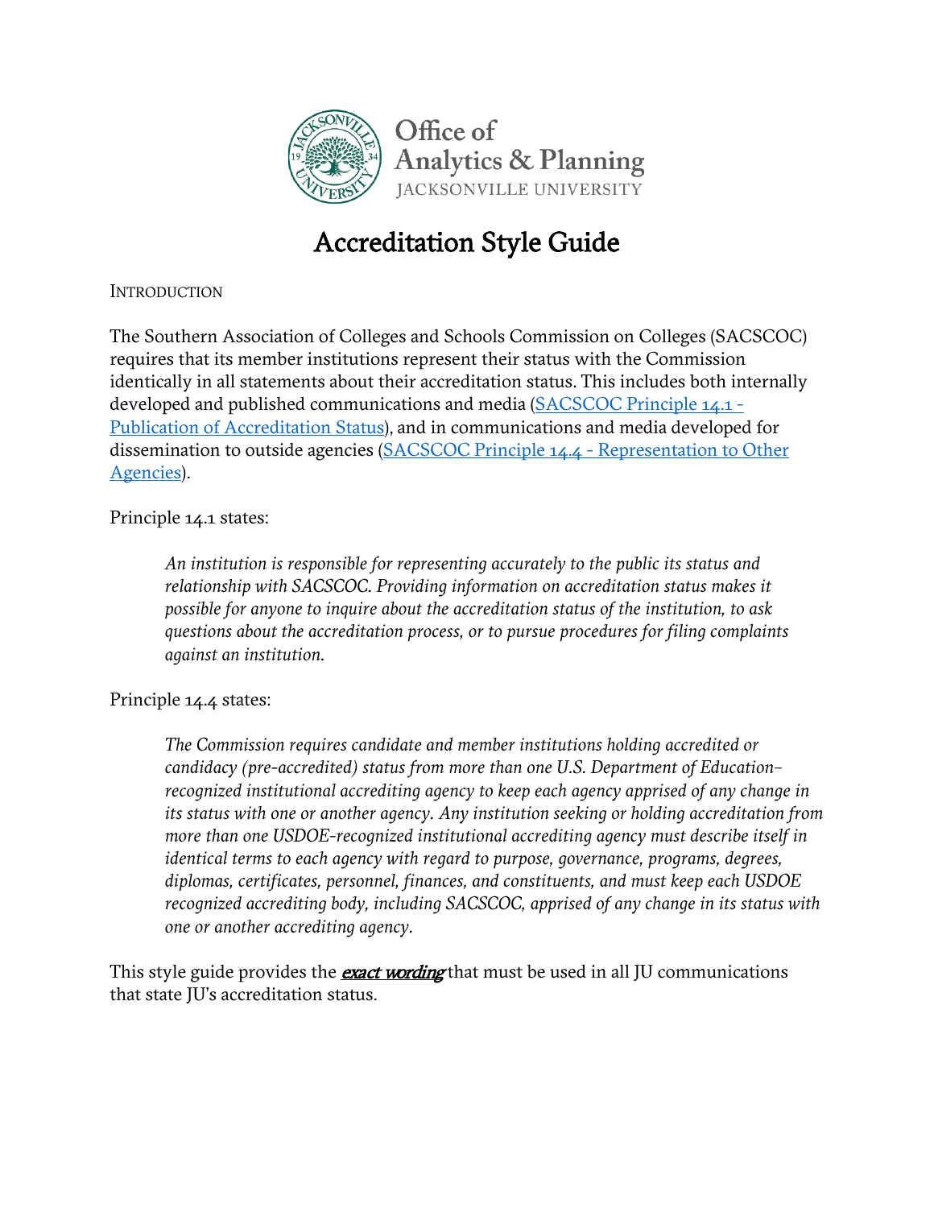Office of
Analytics & Planning
JACKSONVILLE UNIVERSITY

# Accreditation Style Guide

INTRODUCTION

The Southern Association of Colleges and Schools Commission on Colleges (SACSCOC) requires that its member institutions represent their status with the Commission identically in all statements about their accreditation status. This includes both internally developed and published communications and media (SACSCOC Principle 14.1 - Publication of Accreditation Status), and in communications and media developed for dissemination to outside agencies (SACSCOC Principle 14.4 - Representation to Other Agencies).

Principle 14.1 states:

> *An institution is responsible for representing accurately to the public its status and relationship with SACSCOC. Providing information on accreditation status makes it possible for anyone to inquire about the accreditation status of the institution, to ask questions about the accreditation process, or to pursue procedures for filing complaints against an institution.*

Principle 14.4 states:

> *The Commission requires candidate and member institutions holding accredited or candidacy (pre-accredited) status from more than one U.S. Department of Education–recognized institutional accrediting agency to keep each agency apprised of any change in its status with one or another agency. Any institution seeking or holding accreditation from more than one USDOE-recognized institutional accrediting agency must describe itself in identical terms to each agency with regard to purpose, governance, programs, degrees, diplomas, certificates, personnel, finances, and constituents, and must keep each USDOE recognized accrediting body, including SACSCOC, apprised of any change in its status with one or another accrediting agency.*

This style guide provides the ***exact wording*** that must be used in all JU communications that state JU's accreditation status.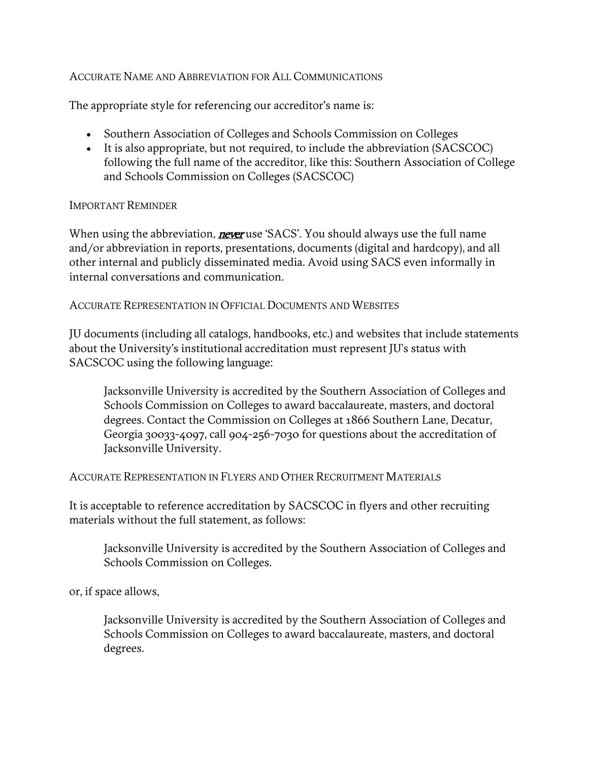## Accurate Name and Abbreviation for All Communications

The appropriate style for referencing our accreditor's name is:

- Southern Association of Colleges and Schools Commission on Colleges
- It is also appropriate, but not required, to include the abbreviation (SACSCOC) following the full name of the accreditor, like this: Southern Association of College and Schools Commission on Colleges (SACSCOC)

## Important Reminder

When using the abbreviation, ***never*** use 'SACS'. You should always use the full name and/or abbreviation in reports, presentations, documents (digital and hardcopy), and all other internal and publicly disseminated media. Avoid using SACS even informally in internal conversations and communication.

## Accurate Representation in Official Documents and Websites

JU documents (including all catalogs, handbooks, etc.) and websites that include statements about the University's institutional accreditation must represent JU's status with SACSCOC using the following language:

> Jacksonville University is accredited by the Southern Association of Colleges and Schools Commission on Colleges to award baccalaureate, masters, and doctoral degrees. Contact the Commission on Colleges at 1866 Southern Lane, Decatur, Georgia 30033-4097, call 904-256-7030 for questions about the accreditation of Jacksonville University.

## Accurate Representation in Flyers and Other Recruitment Materials

It is acceptable to reference accreditation by SACSCOC in flyers and other recruiting materials without the full statement, as follows:

> Jacksonville University is accredited by the Southern Association of Colleges and Schools Commission on Colleges.

or, if space allows,

> Jacksonville University is accredited by the Southern Association of Colleges and Schools Commission on Colleges to award baccalaureate, masters, and doctoral degrees.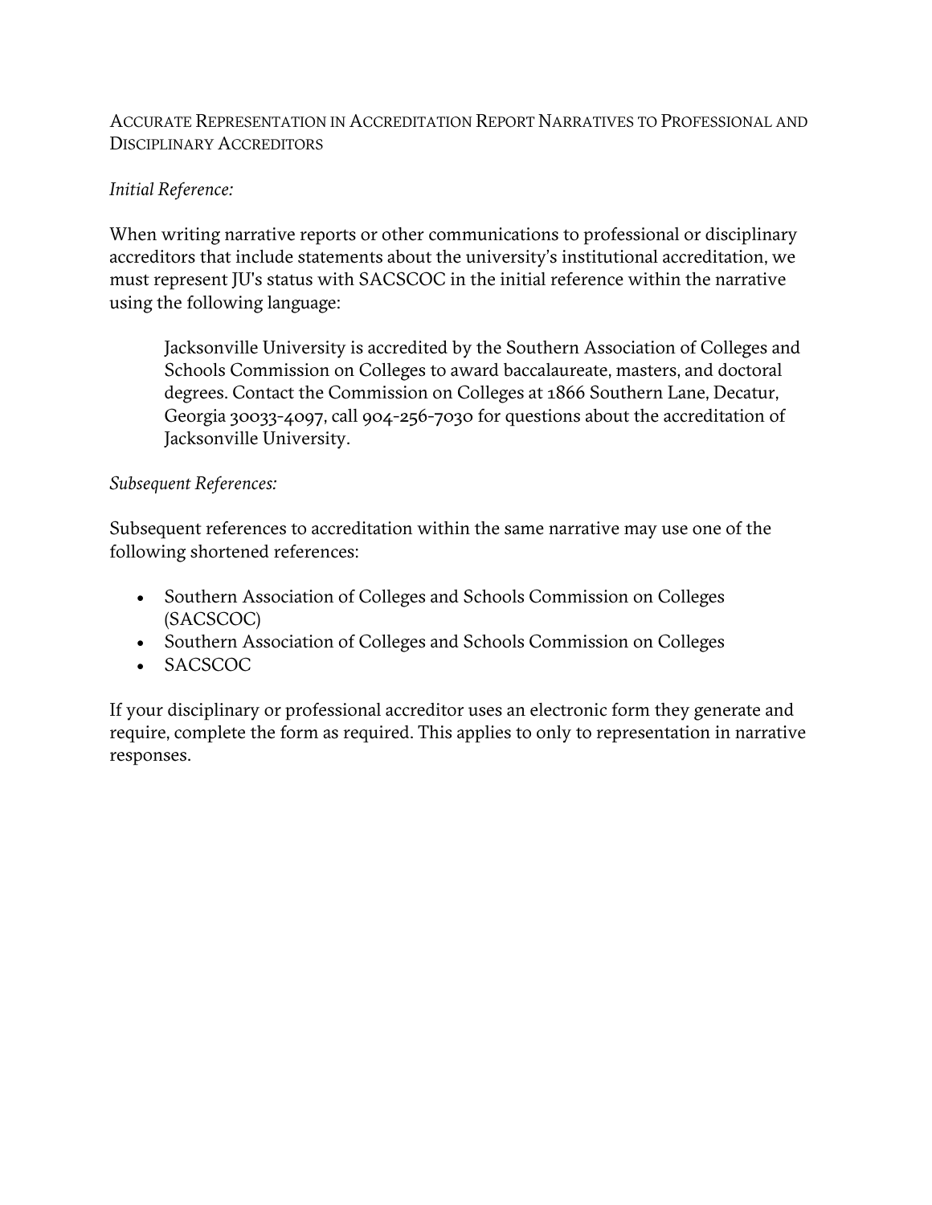## Accurate Representation in Accreditation Report Narratives to Professional and Disciplinary Accreditors

*Initial Reference:*

When writing narrative reports or other communications to professional or disciplinary accreditors that include statements about the university's institutional accreditation, we must represent JU's status with SACSCOC in the initial reference within the narrative using the following language:

> Jacksonville University is accredited by the Southern Association of Colleges and Schools Commission on Colleges to award baccalaureate, masters, and doctoral degrees. Contact the Commission on Colleges at 1866 Southern Lane, Decatur, Georgia 30033-4097, call 904-256-7030 for questions about the accreditation of Jacksonville University.

*Subsequent References:*

Subsequent references to accreditation within the same narrative may use one of the following shortened references:

- Southern Association of Colleges and Schools Commission on Colleges (SACSCOC)
- Southern Association of Colleges and Schools Commission on Colleges
- SACSCOC

If your disciplinary or professional accreditor uses an electronic form they generate and require, complete the form as required. This applies to only to representation in narrative responses.